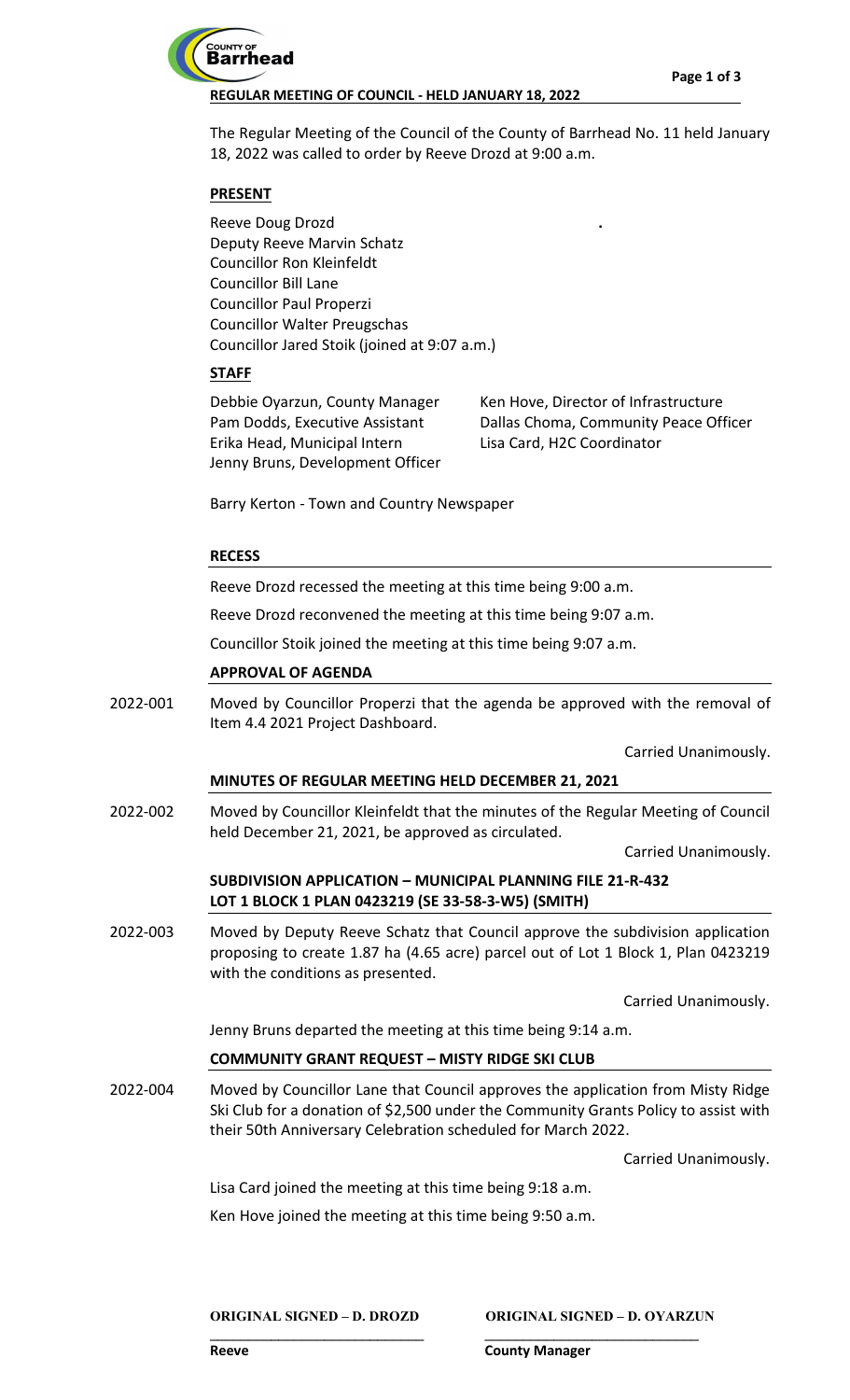**REGULAR MEETING OF COUNCIL - HELD JANUARY 18, 2022**

The Regular Meeting of the Council of the County of Barrhead No. 11 held January 18, 2022 was called to order by Reeve Drozd at 9:00 a.m.

**PRESENT**

Reeve Doug Drozd
Deputy Reeve Marvin Schatz
Councillor Ron Kleinfeldt
Councillor Bill Lane
Councillor Paul Properzi
Councillor Walter Preugschas
Councillor Jared Stoik (joined at 9:07 a.m.)

**STAFF**

Debbie Oyarzun, County Manager
Pam Dodds, Executive Assistant
Erika Head, Municipal Intern
Jenny Bruns, Development Officer
Ken Hove, Director of Infrastructure
Dallas Choma, Community Peace Officer
Lisa Card, H2C Coordinator

Barry Kerton - Town and Country Newspaper

**RECESS**

Reeve Drozd recessed the meeting at this time being 9:00 a.m.

Reeve Drozd reconvened the meeting at this time being 9:07 a.m.

Councillor Stoik joined the meeting at this time being 9:07 a.m.

**APPROVAL OF AGENDA**

2022-001 Moved by Councillor Properzi that the agenda be approved with the removal of Item 4.4 2021 Project Dashboard.

Carried Unanimously.

**MINUTES OF REGULAR MEETING HELD DECEMBER 21, 2021**

2022-002 Moved by Councillor Kleinfeldt that the minutes of the Regular Meeting of Council held December 21, 2021, be approved as circulated.

Carried Unanimously.

**SUBDIVISION APPLICATION – MUNICIPAL PLANNING FILE 21-R-432**
**LOT 1 BLOCK 1 PLAN 0423219 (SE 33-58-3-W5) (SMITH)**

2022-003 Moved by Deputy Reeve Schatz that Council approve the subdivision application proposing to create 1.87 ha (4.65 acre) parcel out of Lot 1 Block 1, Plan 0423219 with the conditions as presented.

Carried Unanimously.

Jenny Bruns departed the meeting at this time being 9:14 a.m.

**COMMUNITY GRANT REQUEST – MISTY RIDGE SKI CLUB**

2022-004 Moved by Councillor Lane that Council approves the application from Misty Ridge Ski Club for a donation of $2,500 under the Community Grants Policy to assist with their 50th Anniversary Celebration scheduled for March 2022.

Carried Unanimously.

Lisa Card joined the meeting at this time being 9:18 a.m.

Ken Hove joined the meeting at this time being 9:50 a.m.

ORIGINAL SIGNED – D. DROZD
Reeve

ORIGINAL SIGNED – D. OYARZUN
County Manager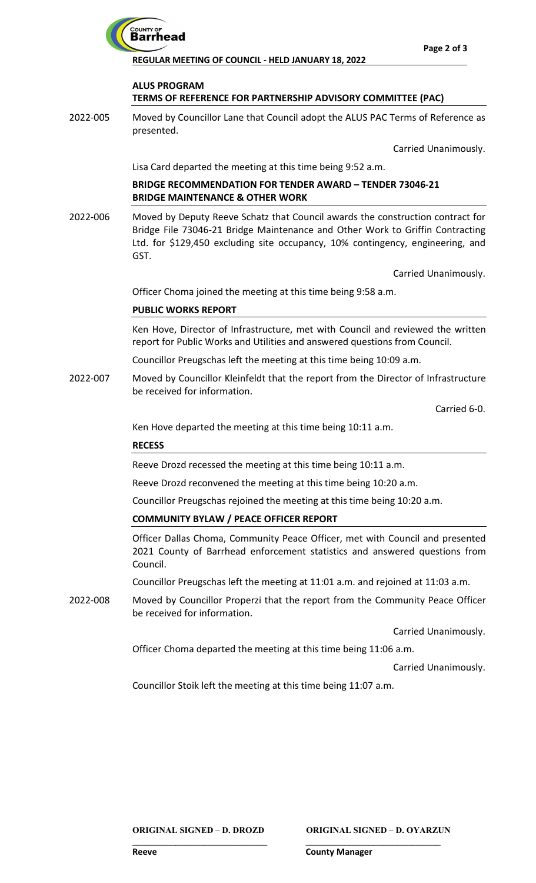**REGULAR MEETING OF COUNCIL - HELD JANUARY 18, 2022**

**ALUS PROGRAM**
**TERMS OF REFERENCE FOR PARTNERSHIP ADVISORY COMMITTEE (PAC)**

2022-005 Moved by Councillor Lane that Council adopt the ALUS PAC Terms of Reference as presented.

Carried Unanimously.

Lisa Card departed the meeting at this time being 9:52 a.m.

**BRIDGE RECOMMENDATION FOR TENDER AWARD – TENDER 73046-21**
**BRIDGE MAINTENANCE & OTHER WORK**

2022-006 Moved by Deputy Reeve Schatz that Council awards the construction contract for Bridge File 73046-21 Bridge Maintenance and Other Work to Griffin Contracting Ltd. for $129,450 excluding site occupancy, 10% contingency, engineering, and GST.

Carried Unanimously.

Officer Choma joined the meeting at this time being 9:58 a.m.

**PUBLIC WORKS REPORT**

Ken Hove, Director of Infrastructure, met with Council and reviewed the written report for Public Works and Utilities and answered questions from Council.

Councillor Preugschas left the meeting at this time being 10:09 a.m.

2022-007 Moved by Councillor Kleinfeldt that the report from the Director of Infrastructure be received for information.

Carried 6-0.

Ken Hove departed the meeting at this time being 10:11 a.m.

**RECESS**

Reeve Drozd recessed the meeting at this time being 10:11 a.m.

Reeve Drozd reconvened the meeting at this time being 10:20 a.m.

Councillor Preugschas rejoined the meeting at this time being 10:20 a.m.

**COMMUNITY BYLAW / PEACE OFFICER REPORT**

Officer Dallas Choma, Community Peace Officer, met with Council and presented 2021 County of Barrhead enforcement statistics and answered questions from Council.

Councillor Preugschas left the meeting at 11:01 a.m. and rejoined at 11:03 a.m.

2022-008 Moved by Councillor Properzi that the report from the Community Peace Officer be received for information.

Carried Unanimously.

Officer Choma departed the meeting at this time being 11:06 a.m.

Carried Unanimously.

Councillor Stoik left the meeting at this time being 11:07 a.m.

**ORIGINAL SIGNED – D. DROZD**
Reeve

**ORIGINAL SIGNED – D. OYARZUN**
County Manager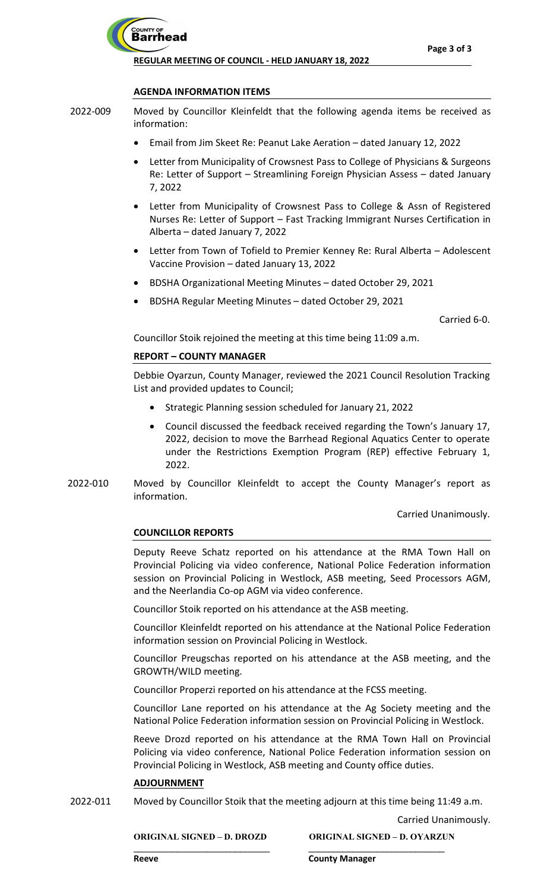## AGENDA INFORMATION ITEMS

2022-009 Moved by Councillor Kleinfeldt that the following agenda items be received as information:

- Email from Jim Skeet Re: Peanut Lake Aeration – dated January 12, 2022
- Letter from Municipality of Crowsnest Pass to College of Physicians & Surgeons Re: Letter of Support – Streamlining Foreign Physician Assess – dated January 7, 2022
- Letter from Municipality of Crowsnest Pass to College & Assn of Registered Nurses Re: Letter of Support – Fast Tracking Immigrant Nurses Certification in Alberta – dated January 7, 2022
- Letter from Town of Tofield to Premier Kenney Re: Rural Alberta – Adolescent Vaccine Provision – dated January 13, 2022
- BDSHA Organizational Meeting Minutes – dated October 29, 2021
- BDSHA Regular Meeting Minutes – dated October 29, 2021

Carried 6-0.

Councillor Stoik rejoined the meeting at this time being 11:09 a.m.

## REPORT – COUNTY MANAGER

Debbie Oyarzun, County Manager, reviewed the 2021 Council Resolution Tracking List and provided updates to Council;

- Strategic Planning session scheduled for January 21, 2022
- Council discussed the feedback received regarding the Town's January 17, 2022, decision to move the Barrhead Regional Aquatics Center to operate under the Restrictions Exemption Program (REP) effective February 1, 2022.

2022-010 Moved by Councillor Kleinfeldt to accept the County Manager's report as information.

Carried Unanimously.

## COUNCILLOR REPORTS

Deputy Reeve Schatz reported on his attendance at the RMA Town Hall on Provincial Policing via video conference, National Police Federation information session on Provincial Policing in Westlock, ASB meeting, Seed Processors AGM, and the Neerlandia Co-op AGM via video conference.

Councillor Stoik reported on his attendance at the ASB meeting.

Councillor Kleinfeldt reported on his attendance at the National Police Federation information session on Provincial Policing in Westlock.

Councillor Preugschas reported on his attendance at the ASB meeting, and the GROWTH/WILD meeting.

Councillor Properzi reported on his attendance at the FCSS meeting.

Councillor Lane reported on his attendance at the Ag Society meeting and the National Police Federation information session on Provincial Policing in Westlock.

Reeve Drozd reported on his attendance at the RMA Town Hall on Provincial Policing via video conference, National Police Federation information session on Provincial Policing in Westlock, ASB meeting and County office duties.

## ADJOURNMENT

2022-011 Moved by Councillor Stoik that the meeting adjourn at this time being 11:49 a.m.

Carried Unanimously.

| | |
|---|---|
| ORIGINAL SIGNED – D. DROZD | ORIGINAL SIGNED – D. OYARZUN |
| **Reeve** | **County Manager** |